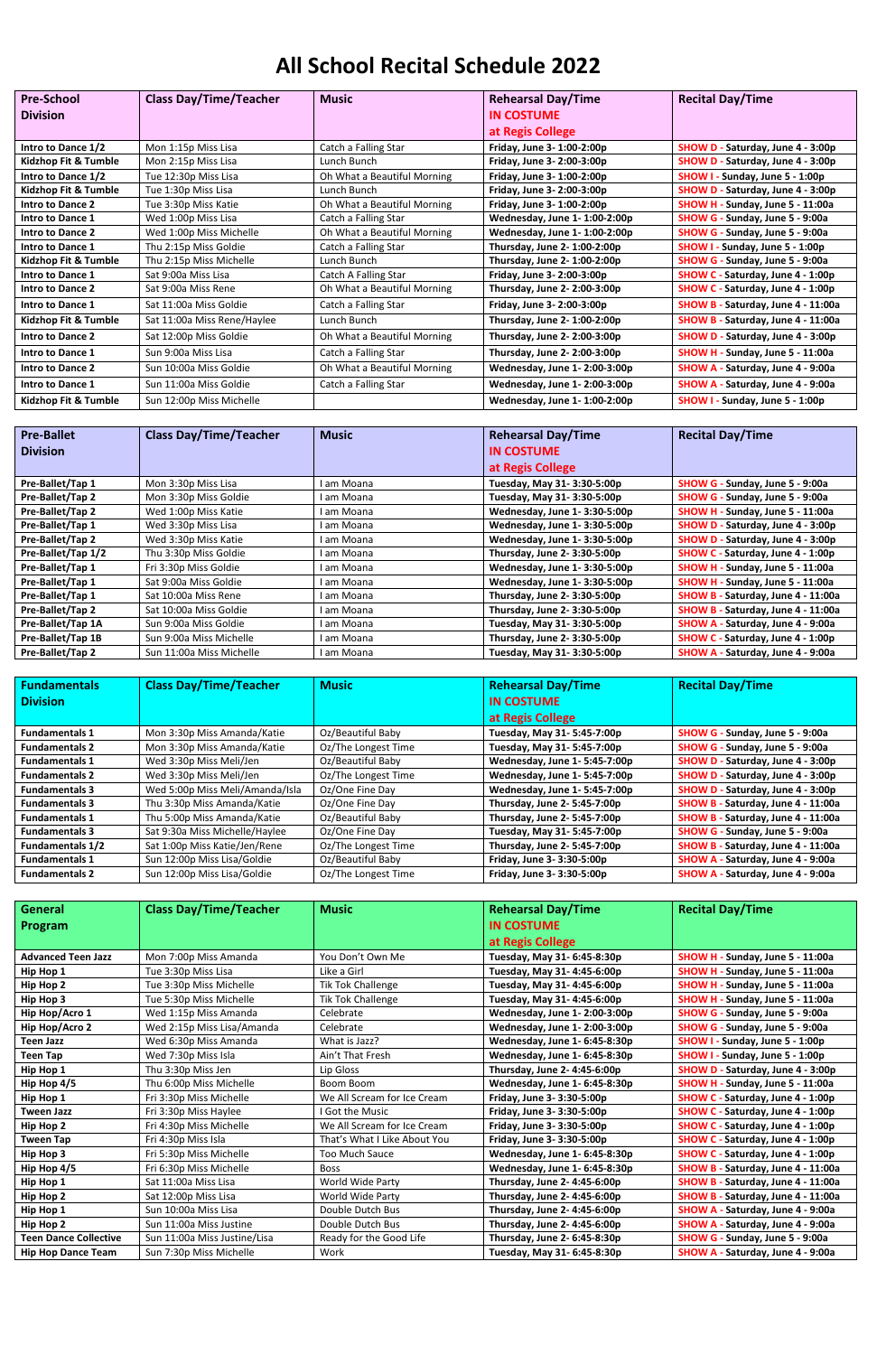# All School Recital Schedule 2022

| Pre-School Division | Class Day/Time/Teacher | Music | Rehearsal Day/Time IN COSTUME at Regis College | Recital Day/Time |
|---|---|---|---|---|
| Intro to Dance 1/2 | Mon 1:15p Miss Lisa | Catch a Falling Star | Friday, June 3- 1:00-2:00p | SHOW D - Saturday, June 4 - 3:00p |
| Kidzhop Fit & Tumble | Mon 2:15p Miss Lisa | Lunch Bunch | Friday, June 3- 2:00-3:00p | SHOW D - Saturday, June 4 - 3:00p |
| Intro to Dance 1/2 | Tue 12:30p Miss Lisa | Oh What a Beautiful Morning | Friday, June 3- 1:00-2:00p | SHOW I - Sunday, June 5 - 1:00p |
| Kidzhop Fit & Tumble | Tue 1:30p Miss Lisa | Lunch Bunch | Friday, June 3- 2:00-3:00p | SHOW D - Saturday, June 4 - 3:00p |
| Intro to Dance 2 | Tue 3:30p Miss Katie | Oh What a Beautiful Morning | Friday, June 3- 1:00-2:00p | SHOW H - Sunday, June 5 - 11:00a |
| Intro to Dance 1 | Wed 1:00p Miss Lisa | Catch a Falling Star | Wednesday, June 1- 1:00-2:00p | SHOW G - Sunday, June 5 - 9:00a |
| Intro to Dance 2 | Wed 1:00p Miss Michelle | Oh What a Beautiful Morning | Wednesday, June 1- 1:00-2:00p | SHOW G - Sunday, June 5 - 9:00a |
| Intro to Dance 1 | Thu 2:15p Miss Goldie | Catch a Falling Star | Thursday, June 2- 1:00-2:00p | SHOW I - Sunday, June 5 - 1:00p |
| Kidzhop Fit & Tumble | Thu 2:15p Miss Michelle | Lunch Bunch | Thursday, June 2- 1:00-2:00p | SHOW G - Sunday, June 5 - 9:00a |
| Intro to Dance 1 | Sat 9:00a Miss Lisa | Catch A Falling Star | Friday, June 3- 2:00-3:00p | SHOW C - Saturday, June 4 - 1:00p |
| Intro to Dance 2 | Sat 9:00a Miss Rene | Oh What a Beautiful Morning | Thursday, June 2- 2:00-3:00p | SHOW C - Saturday, June 4 - 1:00p |
| Intro to Dance 1 | Sat 11:00a Miss Goldie | Catch a Falling Star | Friday, June 3- 2:00-3:00p | SHOW B - Saturday, June 4 - 11:00a |
| Kidzhop Fit & Tumble | Sat 11:00a Miss Rene/Haylee | Lunch Bunch | Thursday, June 2- 1:00-2:00p | SHOW B - Saturday, June 4 - 11:00a |
| Intro to Dance 2 | Sat 12:00p Miss Goldie | Oh What a Beautiful Morning | Thursday, June 2- 1:00-2:00p | SHOW D - Saturday, June 4 - 3:00p |
| Intro to Dance 1 | Sun 9:00a Miss Lisa | Catch a Falling Star | Thursday, June 2- 2:00-3:00p | SHOW H - Sunday, June 5 - 11:00a |
| Intro to Dance 2 | Sun 10:00a Miss Goldie | Oh What a Beautiful Morning | Wednesday, June 1- 2:00-3:00p | SHOW A - Saturday, June 4 - 9:00a |
| Intro to Dance 1 | Sun 11:00a Miss Goldie | Catch a Falling Star | Wednesday, June 1- 2:00-3:00p | SHOW A - Saturday, June 4 - 9:00a |
| Kidzhop Fit & Tumble | Sun 12:00p Miss Michelle | | Wednesday, June 1- 1:00-2:00p | SHOW I - Sunday, June 5 - 1:00p |

| Pre-Ballet Division | Class Day/Time/Teacher | Music | Rehearsal Day/Time IN COSTUME at Regis College | Recital Day/Time |
|---|---|---|---|---|
| Pre-Ballet/Tap 1 | Mon 3:30p Miss Lisa | I am Moana | Tuesday, May 31- 3:30-5:00p | SHOW G - Sunday, June 5 - 9:00a |
| Pre-Ballet/Tap 2 | Mon 3:30p Miss Goldie | I am Moana | Tuesday, May 31- 3:30-5:00p | SHOW G - Sunday, June 5 - 9:00a |
| Pre-Ballet/Tap 2 | Wed 1:00p Miss Katie | I am Moana | Wednesday, June 1- 3:30-5:00p | SHOW H - Sunday, June 5 - 11:00a |
| Pre-Ballet/Tap 1 | Wed 3:30p Miss Lisa | I am Moana | Wednesday, June 1- 3:30-5:00p | SHOW D - Saturday, June 4 - 3:00p |
| Pre-Ballet/Tap 2 | Wed 3:30p Miss Katie | I am Moana | Wednesday, June 1- 3:30-5:00p | SHOW D - Saturday, June 4 - 3:00p |
| Pre-Ballet/Tap 1/2 | Thu 3:30p Miss Goldie | I am Moana | Thursday, June 2- 3:30-5:00p | SHOW C - Saturday, June 4 - 1:00p |
| Pre-Ballet/Tap 1 | Fri 3:30p Miss Goldie | I am Moana | Wednesday, June 1- 3:30-5:00p | SHOW H - Sunday, June 5 - 11:00a |
| Pre-Ballet/Tap 1 | Sat 9:00a Miss Goldie | I am Moana | Wednesday, June 1- 3:30-5:00p | SHOW H - Sunday, June 5 - 11:00a |
| Pre-Ballet/Tap 1 | Sat 10:00a Miss Rene | I am Moana | Thursday, June 2- 3:30-5:00p | SHOW B - Saturday, June 4 - 11:00a |
| Pre-Ballet/Tap 2 | Sat 10:00a Miss Goldie | I am Moana | Thursday, June 2- 3:30-5:00p | SHOW B - Saturday, June 4 - 11:00a |
| Pre-Ballet/Tap 1A | Sun 9:00a Miss Goldie | I am Moana | Tuesday, May 31- 3:30-5:00p | SHOW A - Saturday, June 4 - 9:00a |
| Pre-Ballet/Tap 1B | Sun 9:00a Miss Michelle | I am Moana | Thursday, June 2- 3:30-5:00p | SHOW C - Saturday, June 4 - 1:00p |
| Pre-Ballet/Tap 2 | Sun 11:00a Miss Michelle | I am Moana | Tuesday, May 31- 3:30-5:00p | SHOW A - Saturday, June 4 - 9:00a |

| Fundamentals Division | Class Day/Time/Teacher | Music | Rehearsal Day/Time IN COSTUME at Regis College | Recital Day/Time |
|---|---|---|---|---|
| Fundamentals 1 | Mon 3:30p Miss Amanda/Katie | Oz/Beautiful Baby | Tuesday, May 31- 5:45-7:00p | SHOW G - Sunday, June 5 - 9:00a |
| Fundamentals 2 | Mon 3:30p Miss Amanda/Katie | Oz/The Longest Time | Tuesday, May 31- 5:45-7:00p | SHOW G - Sunday, June 5 - 9:00a |
| Fundamentals 1 | Wed 3:30p Miss Meli/Jen | Oz/Beautiful Baby | Wednesday, June 1- 5:45-7:00p | SHOW D - Saturday, June 4 - 3:00p |
| Fundamentals 2 | Wed 3:30p Miss Meli/Jen | Oz/The Longest Time | Wednesday, June 1- 5:45-7:00p | SHOW D - Saturday, June 4 - 3:00p |
| Fundamentals 3 | Wed 5:00p Miss Meli/Amanda/Isla | Oz/One Fine Day | Wednesday, June 1- 5:45-7:00p | SHOW D - Saturday, June 4 - 3:00p |
| Fundamentals 3 | Thu 3:30p Miss Amanda/Katie | Oz/One Fine Day | Thursday, June 2- 5:45-7:00p | SHOW B - Saturday, June 4 - 11:00a |
| Fundamentals 1 | Thu 5:00p Miss Amanda/Katie | Oz/Beautiful Baby | Thursday, June 2- 5:45-7:00p | SHOW B - Saturday, June 4 - 11:00a |
| Fundamentals 3 | Sat 9:30a Miss Michelle/Haylee | Oz/One Fine Day | Tuesday, May 31- 5:45-7:00p | SHOW G - Sunday, June 5 - 9:00a |
| Fundamentals 1/2 | Sat 1:00p Miss Katie/Jen/Rene | Oz/The Longest Time | Thursday, June 2- 5:45-7:00p | SHOW B - Saturday, June 4 - 11:00a |
| Fundamentals 1 | Sun 12:00p Miss Lisa/Goldie | Oz/Beautiful Baby | Friday, June 3- 3:30-5:00p | SHOW A - Saturday, June 4 - 9:00a |
| Fundamentals 2 | Sun 12:00p Miss Lisa/Goldie | Oz/The Longest Time | Friday, June 3- 3:30-5:00p | SHOW A - Saturday, June 4 - 9:00a |

| General Program | Class Day/Time/Teacher | Music | Rehearsal Day/Time IN COSTUME at Regis College | Recital Day/Time |
|---|---|---|---|---|
| Advanced Teen Jazz | Mon 7:00p Miss Amanda | You Don't Own Me | Tuesday, May 31- 6:45-8:30p | SHOW H - Sunday, June 5 - 11:00a |
| Hip Hop 1 | Tue 3:30p Miss Lisa | Like a Girl | Tuesday, May 31- 4:45-6:00p | SHOW H - Sunday, June 5 - 11:00a |
| Hip Hop 2 | Tue 3:30p Miss Michelle | Tik Tok Challenge | Tuesday, May 31- 4:45-6:00p | SHOW H - Sunday, June 5 - 11:00a |
| Hip Hop 3 | Tue 5:30p Miss Michelle | Tik Tok Challenge | Tuesday, May 31- 4:45-6:00p | SHOW H - Sunday, June 5 - 11:00a |
| Hip Hop/Acro 1 | Wed 1:15p Miss Amanda | Celebrate | Wednesday, June 1- 2:00-3:00p | SHOW G - Sunday, June 5 - 9:00a |
| Hip Hop/Acro 2 | Wed 2:15p Miss Lisa/Amanda | Celebrate | Wednesday, June 1- 2:00-3:00p | SHOW G - Sunday, June 5 - 9:00a |
| Teen Jazz | Wed 6:30p Miss Amanda | What is Jazz? | Wednesday, June 1- 6:45-8:30p | SHOW I - Sunday, June 5 - 1:00p |
| Teen Tap | Wed 7:30p Miss Isla | Ain't That Fresh | Wednesday, June 1- 6:45-8:30p | SHOW I - Sunday, June 5 - 1:00p |
| Hip Hop 1 | Thu 3:30p Miss Jen | Lip Gloss | Thursday, June 2- 4:45-6:00p | SHOW D - Saturday, June 4 - 3:00p |
| Hip Hop 4/5 | Thu 6:00p Miss Michelle | Boom Boom | Wednesday, June 1- 6:45-8:30p | SHOW H - Sunday, June 5 - 11:00a |
| Hip Hop 1 | Fri 3:30p Miss Michelle | We All Scream for Ice Cream | Friday, June 3- 3:30-5:00p | SHOW C - Saturday, June 4 - 1:00p |
| Tween Jazz | Fri 3:30p Miss Haylee | I Got the Music | Friday, June 3- 3:30-5:00p | SHOW C - Saturday, June 4 - 1:00p |
| Hip Hop 2 | Fri 4:30p Miss Michelle | We All Scream for Ice Cream | Friday, June 3- 3:30-5:00p | SHOW C - Saturday, June 4 - 1:00p |
| Tween Tap | Fri 4:30p Miss Isla | That's What I Like About You | Friday, June 3- 3:30-5:00p | SHOW C - Saturday, June 4 - 1:00p |
| Hip Hop 3 | Fri 5:30p Miss Michelle | Too Much Sauce | Wednesday, June 1- 6:45-8:30p | SHOW C - Saturday, June 4 - 1:00p |
| Hip Hop 4/5 | Fri 6:30p Miss Michelle | Boss | Wednesday, June 1- 6:45-8:30p | SHOW B - Saturday, June 4 - 11:00a |
| Hip Hop 1 | Sat 11:00a Miss Lisa | World Wide Party | Thursday, June 2- 4:45-6:00p | SHOW B - Saturday, June 4 - 11:00a |
| Hip Hop 2 | Sat 12:00p Miss Lisa | World Wide Party | Thursday, June 2- 4:45-6:00p | SHOW B - Saturday, June 4 - 11:00a |
| Hip Hop 1 | Sun 10:00a Miss Lisa | Double Dutch Bus | Thursday, June 2- 4:45-6:00p | SHOW A - Saturday, June 4 - 9:00a |
| Hip Hop 2 | Sun 11:00a Miss Justine | Double Dutch Bus | Thursday, June 2- 4:45-6:00p | SHOW A - Saturday, June 4 - 9:00a |
| Teen Dance Collective | Sun 11:00a Miss Justine/Lisa | Ready for the Good Life | Thursday, June 2- 6:45-8:30p | SHOW G - Sunday, June 5 - 9:00a |
| Hip Hop Dance Team | Sun 7:30p Miss Michelle | Work | Tuesday, May 31- 6:45-8:30p | SHOW A - Saturday, June 4 - 9:00a |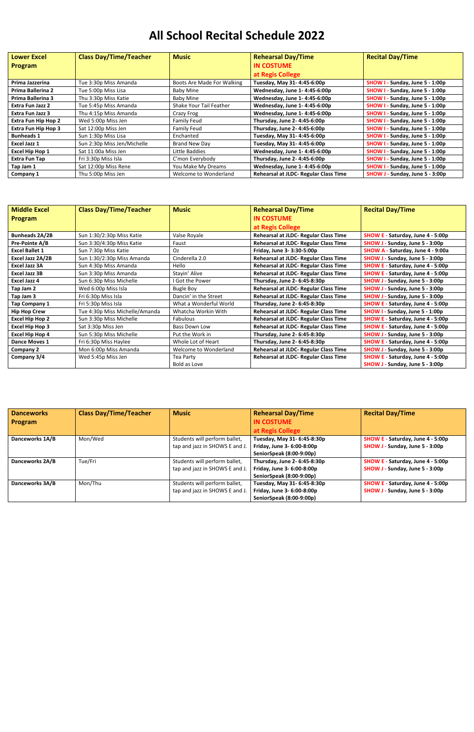# All School Recital Schedule 2022

| Lower Excel Program | Class Day/Time/Teacher | Music | Rehearsal Day/Time IN COSTUME at Regis College | Recital Day/Time |
|---|---|---|---|---|
| **Prima Jazzerina** | Tue 3:30p Miss Amanda | Boots Are Made For Walking | **Tuesday, May 31- 4:45-6:00p** | **SHOW I - Sunday, June 5 - 1:00p** |
| **Prima Ballerina 2** | Tue 5:00p Miss Lisa | Baby Mine | **Wednesday, June 1- 4:45-6:00p** | **SHOW I - Sunday, June 5 - 1:00p** |
| **Prima Ballerina 3** | Thu 3:30p Miss Katie | Baby Mine | **Wednesday, June 1- 4:45-6:00p** | **SHOW I - Sunday, June 5 - 1:00p** |
| **Extra Fun Jazz 2** | Tue 5:45p Miss Amanda | Shake Your Tail Feather | **Wednesday, June 1- 4:45-6:00p** | **SHOW I - Sunday, June 5 - 1:00p** |
| **Extra Fun Jazz 3** | Thu 4:15p Miss Amanda | Crazy Frog | **Wednesday, June 1- 4:45-6:00p** | **SHOW I - Sunday, June 5 - 1:00p** |
| **Extra Fun Hip Hop 2** | Wed 5:00p Miss Jen | Family Feud | **Thursday, June 2- 4:45-6:00p** | **SHOW I - Sunday, June 5 - 1:00p** |
| **Extra Fun Hip Hop 3** | Sat 12:00p Miss Jen | Family Feud | **Thursday, June 2- 4:45-6:00p** | **SHOW I - Sunday, June 5 - 1:00p** |
| **Bunheads 1** | Sun 1:30p Miss Lisa | Enchanted | **Tuesday, May 31- 4:45-6:00p** | **SHOW I - Sunday, June 5 - 1:00p** |
| **Excel Jazz 1** | Sun 2:30p Miss Jen/Michelle | Brand New Day | **Tuesday, May 31- 4:45-6:00p** | **SHOW I - Sunday, June 5 - 1:00p** |
| **Excel Hip Hop 1** | Sat 11:00a Miss Jen | Little Baddies | **Wednesday, June 1- 4:45-6:00p** | **SHOW I - Sunday, June 5 - 1:00p** |
| **Extra Fun Tap** | Fri 3:30p Miss Isla | C'mon Everybody | **Thursday, June 2- 4:45-6:00p** | **SHOW I - Sunday, June 5 - 1:00p** |
| **Tap Jam 1** | Sat 12:00p Miss Rene | You Make My Dreams | **Wednesday, June 1- 4:45-6:00p** | **SHOW I - Sunday, June 5 - 1:00p** |
| **Company 1** | Thu 5:00p Miss Jen | Welcome to Wonderland | **Rehearsal at JLDC- Regular Class Time** | **SHOW J - Sunday, June 5 - 3:00p** |

| Middle Excel Program | Class Day/Time/Teacher | Music | Rehearsal Day/Time IN COSTUME at Regis College | Recital Day/Time |
|---|---|---|---|---|
| **Bunheads 2A/2B** | Sun 1:30/2:30p Miss Katie | Valse Royale | **Rehearsal at JLDC- Regular Class Time** | **SHOW E - Saturday, June 4 - 5:00p** |
| **Pre-Pointe A/B** | Sun 3:30/4:30p Miss Katie | Faust | **Rehearsal at JLDC- Regular Class Time** | **SHOW J - Sunday, June 5 - 3:00p** |
| **Excel Ballet 1** | Sun 7:30p Miss Katie | Oz | **Friday, June 3- 3:30-5:00p** | **SHOW A - Saturday, June 4 - 9:00a** |
| **Excel Jazz 2A/2B** | Sun 1:30/2:30p Miss Amanda | Cinderella 2.0 | **Rehearsal at JLDC- Regular Class Time** | **SHOW J - Sunday, June 5 - 3:00p** |
| **Excel Jazz 3A** | Sun 4:30p Miss Amanda | Hello | **Rehearsal at JLDC- Regular Class Time** | **SHOW E - Saturday, June 4 - 5:00p** |
| **Excel Jazz 3B** | Sun 3:30p Miss Amanda | Stayin' Alive | **Rehearsal at JLDC- Regular Class Time** | **SHOW E - Saturday, June 4 - 5:00p** |
| **Excel Jazz 4** | Sun 6:30p Miss Michelle | I Got the Power | **Thursday, June 2- 6:45-8:30p** | **SHOW J - Sunday, June 5 - 3:00p** |
| **Tap Jam 2** | Wed 6:00p Miss Isla | Bugle Boy | **Rehearsal at JLDC- Regular Class Time** | **SHOW J - Sunday, June 5 - 3:00p** |
| **Tap Jam 3** | Fri 6:30p Miss Isla | Dancin' in the Street | **Rehearsal at JLDC- Regular Class Time** | **SHOW J - Sunday, June 5 - 3:00p** |
| **Tap Company 1** | Fri 5:30p Miss Isla | What a Wonderful World | **Thursday, June 2- 6:45-8:30p** | **SHOW E - Saturday, June 4 - 5:00p** |
| **Hip Hop Crew** | Tue 4:30p Miss Michelle/Amanda | Whatcha Workin With | **Rehearsal at JLDC- Regular Class Time** | **SHOW I - Sunday, June 5 - 1:00p** |
| **Excel Hip Hop 2** | Sun 3:30p Miss Michelle | Fabulous | **Rehearsal at JLDC- Regular Class Time** | **SHOW E - Saturday, June 4 - 5:00p** |
| **Excel Hip Hop 3** | Sat 3:30p Miss Jen | Bass Down Low | **Rehearsal at JLDC- Regular Class Time** | **SHOW E - Saturday, June 4 - 5:00p** |
| **Excel Hip Hop 4** | Sun 5:30p Miss Michelle | Put the Work in | **Thursday, June 2- 6:45-8:30p** | **SHOW J - Sunday, June 5 - 3:00p** |
| **Dance Moves 1** | Fri 6:30p Miss Haylee | Whole Lot of Heart | **Thursday, June 2- 6:45-8:30p** | **SHOW E - Saturday, June 4 - 5:00p** |
| **Company 2** | Mon 6:00p Miss Amanda | Welcome to Wonderland | **Rehearsal at JLDC- Regular Class Time** | **SHOW J - Sunday, June 5 - 3:00p** |
| **Company 3/4** | Wed 5:45p Miss Jen | Tea Party<br>Bold as Love | **Rehearsal at JLDC- Regular Class Time** | **SHOW E - Saturday, June 4 - 5:00p**<br>**SHOW J - Sunday, June 5 - 3:00p** |

| Danceworks Program | Class Day/Time/Teacher | Music | Rehearsal Day/Time IN COSTUME at Regis College | Recital Day/Time |
|---|---|---|---|---|
| **Danceworks 1A/B** | Mon/Wed | Students will perform ballet, tap and jazz in SHOWS E and J. | **Tuesday, May 31- 6:45-8:30p**<br>**Friday, June 3- 6:00-8:00p**<br>**SeniorSpeak (8:00-9:00p)** | **SHOW E - Saturday, June 4 - 5:00p**<br>**SHOW J - Sunday, June 5 - 3:00p** |
| **Danceworks 2A/B** | Tue/Fri | Students will perform ballet, tap and jazz in SHOWS E and J. | **Thursday, June 2- 6:45-8:30p**<br>**Friday, June 3- 6:00-8:00p**<br>**SeniorSpeak (8:00-9:00p)** | **SHOW E - Saturday, June 4 - 5:00p**<br>**SHOW J - Sunday, June 5 - 3:00p** |
| **Danceworks 3A/B** | Mon/Thu | Students will perform ballet, tap and jazz in SHOWS E and J. | **Tuesday, May 31- 6:45-8:30p**<br>**Friday, June 3- 6:00-8:00p**<br>**SeniorSpeak (8:00-9:00p)** | **SHOW E - Saturday, June 4 - 5:00p**<br>**SHOW J - Sunday, June 5 - 3:00p** |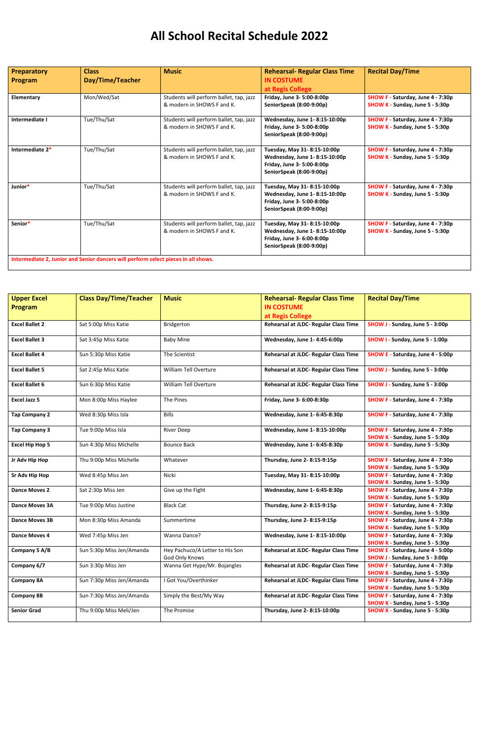# All School Recital Schedule 2022

| Preparatory Program | Class Day/Time/Teacher | Music | Rehearsal- Regular Class Time IN COSTUME at Regis College | Recital Day/Time |
|---|---|---|---|---|
| Elementary | Mon/Wed/Sat | Students will perform ballet, tap, jazz & modern in SHOWS F and K. | Friday, June 3- 5:00-8:00p<br>SeniorSpeak (8:00-9:00p) | SHOW F - Saturday, June 4 - 7:30p<br>SHOW K - Sunday, June 5 - 5:30p |
| Intermediate I | Tue/Thu/Sat | Students will perform ballet, tap, jazz & modern in SHOWS F and K. | Wednesday, June 1- 8:15-10:00p<br>Friday, June 3- 5:00-8:00p<br>SeniorSpeak (8:00-9:00p) | SHOW F - Saturday, June 4 - 7:30p<br>SHOW K - Sunday, June 5 - 5:30p |
| Intermediate 2* | Tue/Thu/Sat | Students will perform ballet, tap, jazz & modern in SHOWS F and K. | Tuesday, May 31- 8:15-10:00p<br>Wednesday, June 1- 8:15-10:00p<br>Friday, June 3- 5:00-8:00p<br>SeniorSpeak (8:00-9:00p) | SHOW F - Saturday, June 4 - 7:30p<br>SHOW K - Sunday, June 5 - 5:30p |
| Junior* | Tue/Thu/Sat | Students will perform ballet, tap, jazz & modern in SHOWS F and K. | Tuesday, May 31- 8:15-10:00p<br>Wednesday, June 1- 8:15-10:00p<br>Friday, June 3- 5:00-8:00p<br>SeniorSpeak (8:00-9:00p) | SHOW F - Saturday, June 4 - 7:30p<br>SHOW K - Sunday, June 5 - 5:30p |
| Senior* | Tue/Thu/Sat | Students will perform ballet, tap, jazz & modern in SHOWS F and K. | Tuesday, May 31- 8:15-10:00p<br>Wednesday, June 1- 8:15-10:00p<br>Friday, June 3- 6:00-8:00p<br>SeniorSpeak (8:00-9:00p) | SHOW F - Saturday, June 4 - 7:30p<br>SHOW K - Sunday, June 5 - 5:30p |

Intermediate 2, Junior and Senior dancers will perform select pieces in all shows.

| Upper Excel Program | Class Day/Time/Teacher | Music | Rehearsal- Regular Class Time IN COSTUME at Regis College | Recital Day/Time |
|---|---|---|---|---|
| Excel Ballet 2 | Sat 5:00p Miss Katie | Bridgerton | Rehearsal at JLDC- Regular Class Time | SHOW J - Sunday, June 5 - 3:00p |
| Excel Ballet 3 | Sat 3:45p Miss Katie | Baby Mine | Wednesday, June 1- 4:45-6:00p | SHOW I - Sunday, June 5 - 1:00p |
| Excel Ballet 4 | Sun 5:30p Miss Katie | The Scientist | Rehearsal at JLDC- Regular Class Time | SHOW E - Saturday, June 4 - 5:00p |
| Excel Ballet 5 | Sat 2:45p Miss Katie | William Tell Overture | Rehearsal at JLDC- Regular Class Time | SHOW J - Sunday, June 5 - 3:00p |
| Excel Ballet 6 | Sun 6:30p Miss Katie | William Tell Overture | Rehearsal at JLDC- Regular Class Time | SHOW J - Sunday, June 5 - 3:00p |
| Excel Jazz 5 | Mon 8:00p Miss Haylee | The Pines | Friday, June 3- 6:00-8:30p | SHOW F - Saturday, June 4 - 7:30p |
| Tap Company 2 | Wed 8:30p Miss Isla | Bills | Wednesday, June 1- 6:45-8:30p | SHOW F - Saturday, June 4 - 7:30p |
| Tap Company 3 | Tue 9:00p Miss Isla | River Deep | Wednesday, June 1- 8:15-10:00p | SHOW F - Saturday, June 4 - 7:30p<br>SHOW K - Sunday, June 5 - 5:30p |
| Excel Hip Hop 5 | Sun 4:30p Miss Michelle | Bounce Back | Wednesday, June 1- 6:45-8:30p | SHOW K - Sunday, June 5 - 5:30p |
| Jr Adv Hip Hop | Thu 9:00p Miss Michelle | Whatever | Thursday, June 2- 8:15-9:15p | SHOW F - Saturday, June 4 - 7:30p<br>SHOW K - Sunday, June 5 - 5:30p |
| Sr Adv Hip Hop | Wed 8:45p Miss Jen | Nicki | Tuesday, May 31- 8:15-10:00p | SHOW F - Saturday, June 4 - 7:30p<br>SHOW K - Sunday, June 5 - 5:30p |
| Dance Moves 2 | Sat 2:30p Miss Jen | Give up the Fight | Wednesday, June 1- 6:45-8:30p | SHOW F - Saturday, June 4 - 7:30p<br>SHOW K - Sunday, June 5 - 5:30p |
| Dance Moves 3A | Tue 9:00p Miss Justine | Black Cat | Thursday, June 2- 8:15-9:15p | SHOW F - Saturday, June 4 - 7:30p<br>SHOW K - Sunday, June 5 - 5:30p |
| Dance Moves 3B | Mon 8:30p Miss Amanda | Summertime | Thursday, June 2- 8:15-9:15p | SHOW F - Saturday, June 4 - 7:30p<br>SHOW K - Sunday, June 5 - 5:30p |
| Dance Moves 4 | Wed 7:45p Miss Jen | Wanna Dance? | Wednesday, June 1- 8:15-10:00p | SHOW F - Saturday, June 4 - 7:30p<br>SHOW K - Sunday, June 5 - 5:30p |
| Company 5 A/B | Sun 5:30p Miss Jen/Amanda | Hey Pachuco/A Letter to His Son God Only Knows | Rehearsal at JLDC- Regular Class Time | SHOW E - Saturday, June 4 - 5:00p<br>SHOW J - Sunday, June 5 - 3:00p |
| Company 6/7 | Sun 3:30p Miss Jen | Wanna Get Hype/Mr. Bojangles | Rehearsal at JLDC- Regular Class Time | SHOW F - Saturday, June 4 - 7:30p<br>SHOW K - Sunday, June 5 - 5:30p |
| Company 8A | Sun 7:30p Miss Jen/Amanda | I Got You/Overthinker | Rehearsal at JLDC- Regular Class Time | SHOW F - Saturday, June 4 - 7:30p<br>SHOW K - Sunday, June 5 - 5:30p |
| Company 8B | Sun 7:30p Miss Jen/Amanda | Simply the Best/My Way | Rehearsal at JLDC- Regular Class Time | SHOW F - Saturday, June 4 - 7:30p<br>SHOW K - Sunday, June 5 - 5:30p |
| Senior Grad | Thu 9:00p Miss Meli/Jen | The Promise | Thursday, June 2- 8:15-10:00p | SHOW K - Sunday, June 5 - 5:30p |